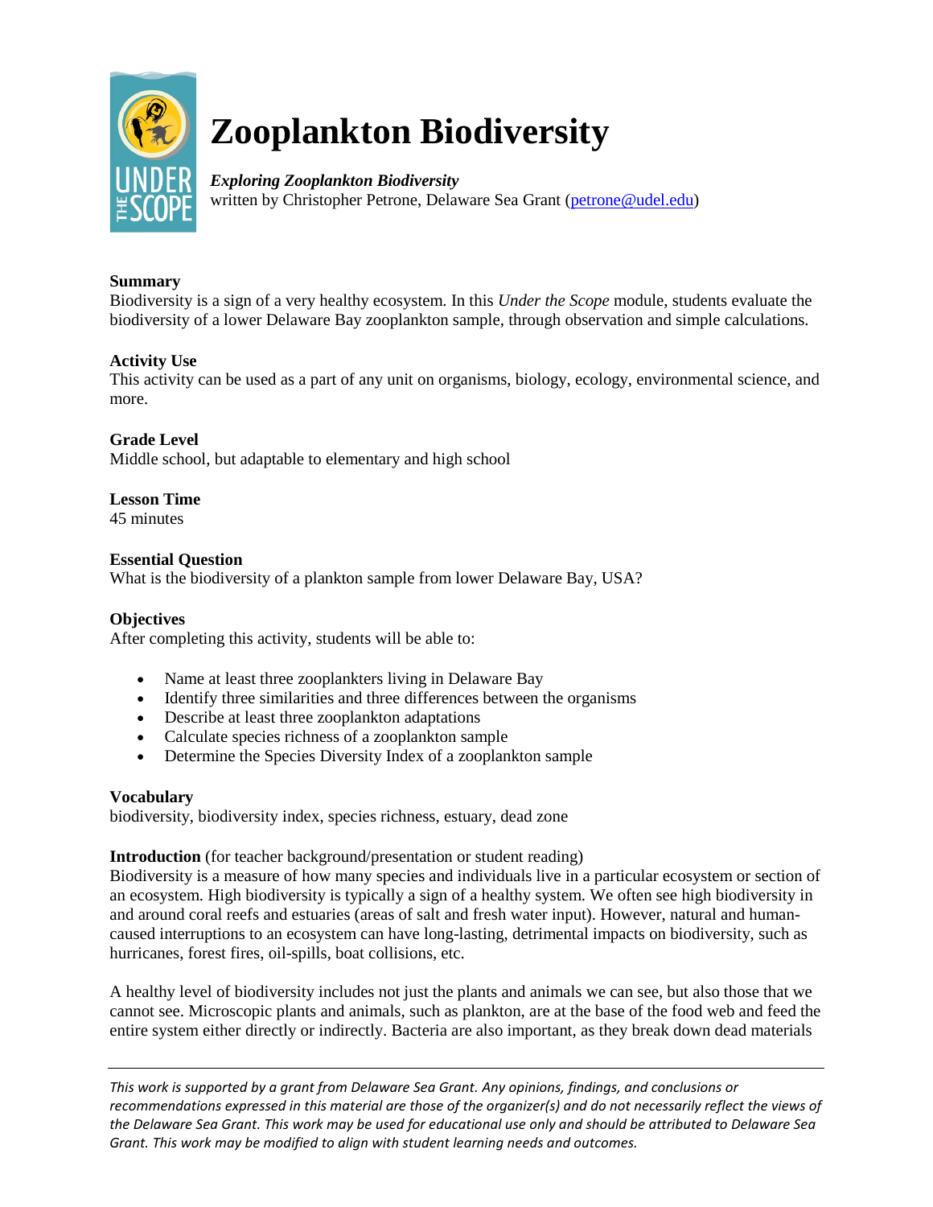# Zooplankton Biodiversity

***Exploring Zooplankton Biodiversity***
written by Christopher Petrone, Delaware Sea Grant (petrone@udel.edu)

**Summary**
Biodiversity is a sign of a very healthy ecosystem. In this *Under the Scope* module, students evaluate the biodiversity of a lower Delaware Bay zooplankton sample, through observation and simple calculations.

**Activity Use**
This activity can be used as a part of any unit on organisms, biology, ecology, environmental science, and more.

**Grade Level**
Middle school, but adaptable to elementary and high school

**Lesson Time**
45 minutes

**Essential Question**
What is the biodiversity of a plankton sample from lower Delaware Bay, USA?

**Objectives**
After completing this activity, students will be able to:

- Name at least three zooplankters living in Delaware Bay
- Identify three similarities and three differences between the organisms
- Describe at least three zooplankton adaptations
- Calculate species richness of a zooplankton sample
- Determine the Species Diversity Index of a zooplankton sample

**Vocabulary**
biodiversity, biodiversity index, species richness, estuary, dead zone

**Introduction** (for teacher background/presentation or student reading)
Biodiversity is a measure of how many species and individuals live in a particular ecosystem or section of an ecosystem. High biodiversity is typically a sign of a healthy system. We often see high biodiversity in and around coral reefs and estuaries (areas of salt and fresh water input). However, natural and human-caused interruptions to an ecosystem can have long-lasting, detrimental impacts on biodiversity, such as hurricanes, forest fires, oil-spills, boat collisions, etc.

A healthy level of biodiversity includes not just the plants and animals we can see, but also those that we cannot see. Microscopic plants and animals, such as plankton, are at the base of the food web and feed the entire system either directly or indirectly. Bacteria are also important, as they break down dead materials

*This work is supported by a grant from Delaware Sea Grant. Any opinions, findings, and conclusions or recommendations expressed in this material are those of the organizer(s) and do not necessarily reflect the views of the Delaware Sea Grant. This work may be used for educational use only and should be attributed to Delaware Sea Grant. This work may be modified to align with student learning needs and outcomes.*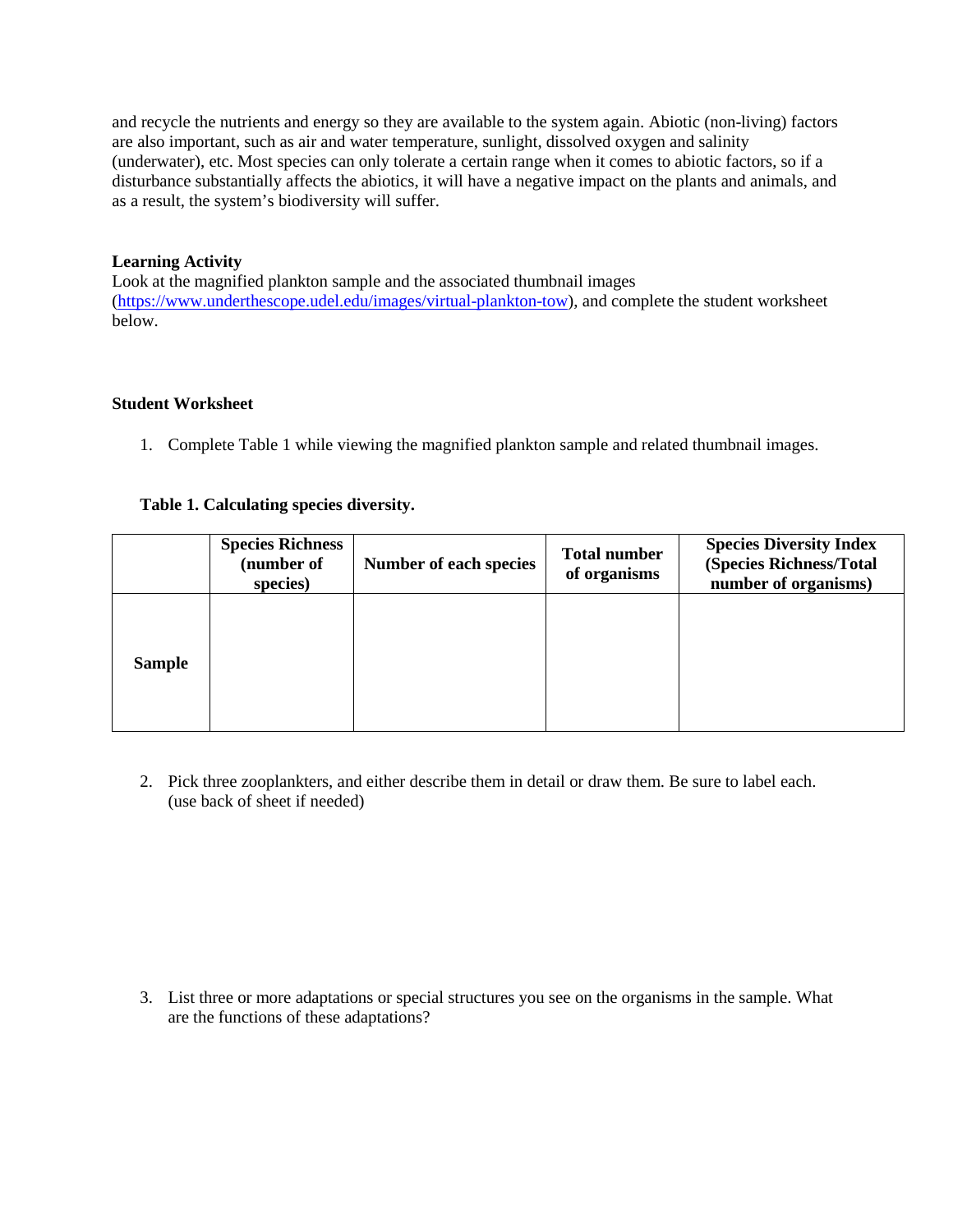and recycle the nutrients and energy so they are available to the system again. Abiotic (non-living) factors are also important, such as air and water temperature, sunlight, dissolved oxygen and salinity (underwater), etc. Most species can only tolerate a certain range when it comes to abiotic factors, so if a disturbance substantially affects the abiotics, it will have a negative impact on the plants and animals, and as a result, the system's biodiversity will suffer.

**Learning Activity**

Look at the magnified plankton sample and the associated thumbnail images (https://www.underthescope.udel.edu/images/virtual-plankton-tow), and complete the student worksheet below.

**Student Worksheet**

1. Complete Table 1 while viewing the magnified plankton sample and related thumbnail images.

**Table 1. Calculating species diversity.**

| | **Species Richness (number of species)** | **Number of each species** | **Total number of organisms** | **Species Diversity Index (Species Richness/Total number of organisms)** |
|---|---|---|---|---|
| **Sample** | | | | |

2. Pick three zooplankters, and either describe them in detail or draw them. Be sure to label each. (use back of sheet if needed)

3. List three or more adaptations or special structures you see on the organisms in the sample. What are the functions of these adaptations?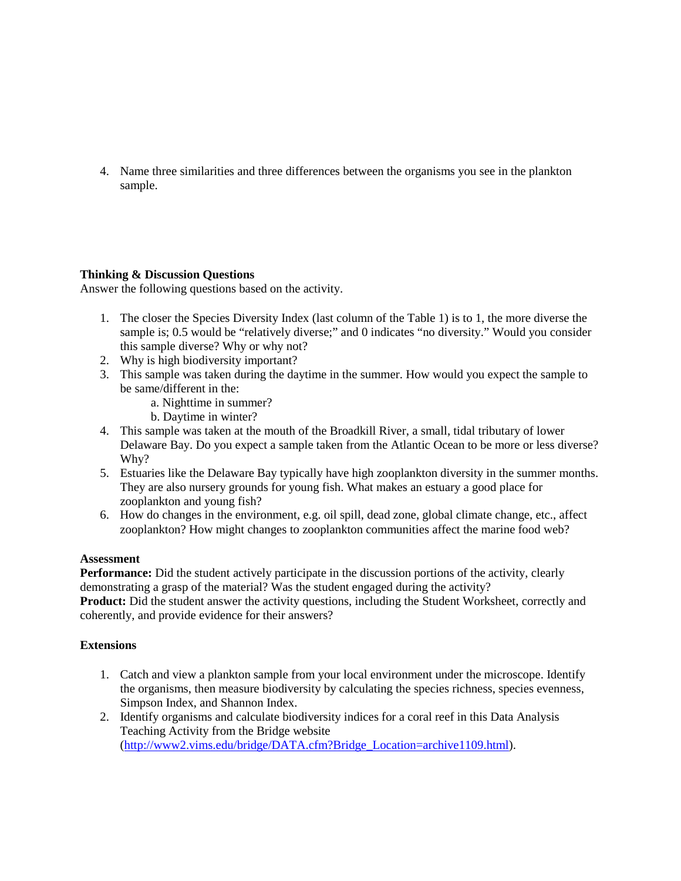4. Name three similarities and three differences between the organisms you see in the plankton sample.

**Thinking & Discussion Questions**

Answer the following questions based on the activity.

1. The closer the Species Diversity Index (last column of the Table 1) is to 1, the more diverse the sample is; 0.5 would be "relatively diverse;" and 0 indicates "no diversity." Would you consider this sample diverse? Why or why not?
2. Why is high biodiversity important?
3. This sample was taken during the daytime in the summer. How would you expect the sample to be same/different in the:
    a. Nighttime in summer?
    b. Daytime in winter?
4. This sample was taken at the mouth of the Broadkill River, a small, tidal tributary of lower Delaware Bay. Do you expect a sample taken from the Atlantic Ocean to be more or less diverse? Why?
5. Estuaries like the Delaware Bay typically have high zooplankton diversity in the summer months. They are also nursery grounds for young fish. What makes an estuary a good place for zooplankton and young fish?
6. How do changes in the environment, e.g. oil spill, dead zone, global climate change, etc., affect zooplankton? How might changes to zooplankton communities affect the marine food web?

**Assessment**

**Performance:** Did the student actively participate in the discussion portions of the activity, clearly demonstrating a grasp of the material? Was the student engaged during the activity?

**Product:** Did the student answer the activity questions, including the Student Worksheet, correctly and coherently, and provide evidence for their answers?

**Extensions**

1. Catch and view a plankton sample from your local environment under the microscope. Identify the organisms, then measure biodiversity by calculating the species richness, species evenness, Simpson Index, and Shannon Index.
2. Identify organisms and calculate biodiversity indices for a coral reef in this Data Analysis Teaching Activity from the Bridge website (http://www2.vims.edu/bridge/DATA.cfm?Bridge_Location=archive1109.html).